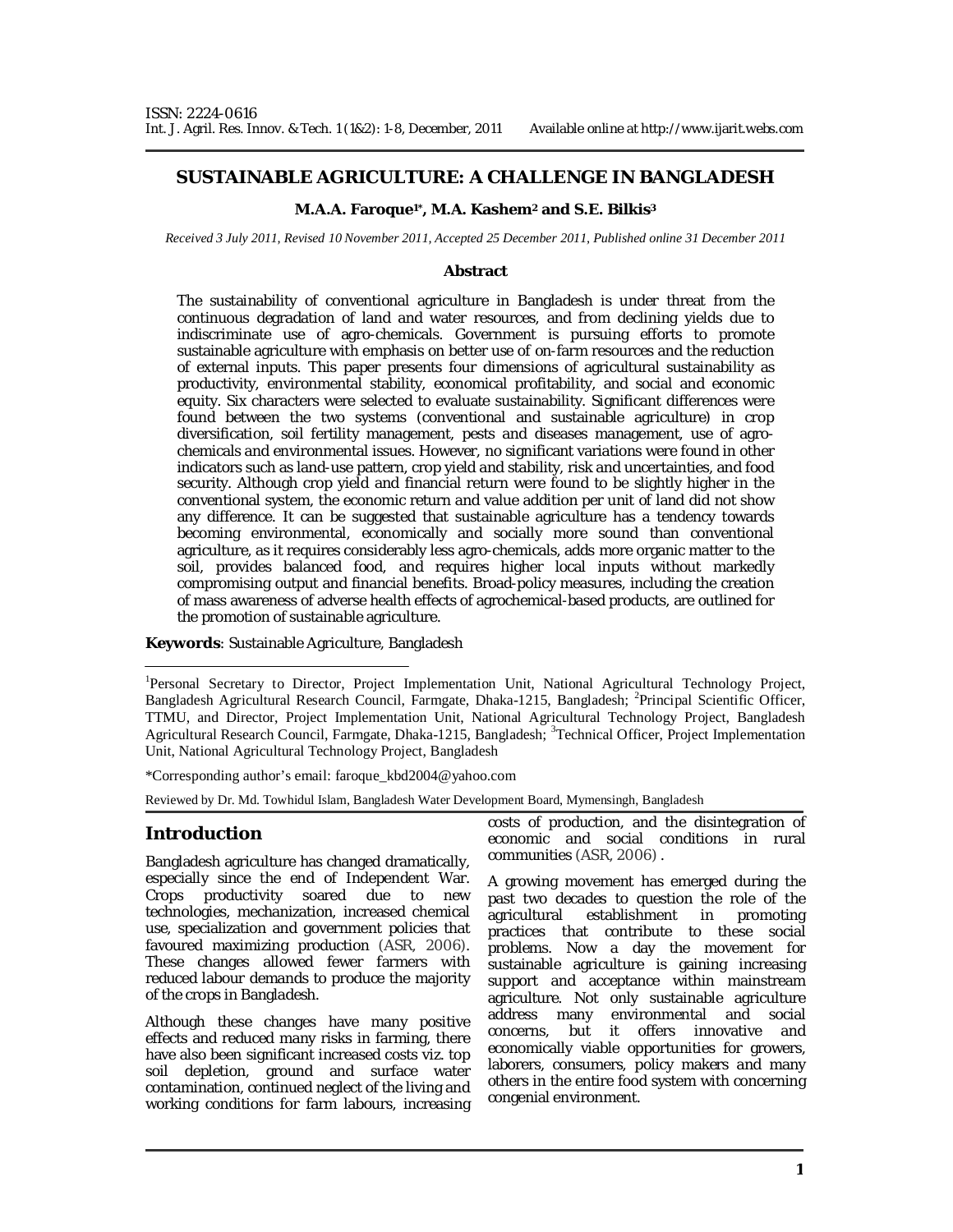ISSN: 2224-0616
Int. J. Agril. Res. Innov. & Tech. 1 (1&2): 1-8, December, 2011 Available online at http://www.ijarit.webs.com

# SUSTAINABLE AGRICULTURE: A CHALLENGE IN BANGLADESH

**M.A.A. Faroque[1*], M.A. Kashem[2] and S.E. Bilkis[3]**

*Received 3 July 2011, Revised 10 November 2011, Accepted 25 December 2011, Published online 31 December 2011*

## Abstract

The sustainability of conventional agriculture in Bangladesh is under threat from the continuous degradation of land and water resources, and from declining yields due to indiscriminate use of agro-chemicals. Government is pursuing efforts to promote sustainable agriculture with emphasis on better use of on-farm resources and the reduction of external inputs. This paper presents four dimensions of agricultural sustainability as productivity, environmental stability, economical profitability, and social and economic equity. Six characters were selected to evaluate sustainability. Significant differences were found between the two systems (conventional and sustainable agriculture) in crop diversification, soil fertility management, pests and diseases management, use of agro-chemicals and environmental issues. However, no significant variations were found in other indicators such as land-use pattern, crop yield and stability, risk and uncertainties, and food security. Although crop yield and financial return were found to be slightly higher in the conventional system, the economic return and value addition per unit of land did not show any difference. It can be suggested that sustainable agriculture has a tendency towards becoming environmental, economically and socially more sound than conventional agriculture, as it requires considerably less agro-chemicals, adds more organic matter to the soil, provides balanced food, and requires higher local inputs without markedly compromising output and financial benefits. Broad-policy measures, including the creation of mass awareness of adverse health effects of agrochemical-based products, are outlined for the promotion of sustainable agriculture.

**Keywords**: Sustainable Agriculture, Bangladesh

[1]Personal Secretary to Director, Project Implementation Unit, National Agricultural Technology Project, Bangladesh Agricultural Research Council, Farmgate, Dhaka-1215, Bangladesh; [2]Principal Scientific Officer, TTMU, and Director, Project Implementation Unit, National Agricultural Technology Project, Bangladesh Agricultural Research Council, Farmgate, Dhaka-1215, Bangladesh; [3]Technical Officer, Project Implementation Unit, National Agricultural Technology Project, Bangladesh

*Corresponding author's email: faroque_kbd2004@yahoo.com

Reviewed by Dr. Md. Towhidul Islam, Bangladesh Water Development Board, Mymensingh, Bangladesh

## Introduction

Bangladesh agriculture has changed dramatically, especially since the end of Independent War. Crops productivity soared due to new technologies, mechanization, increased chemical use, specialization and government policies that favoured maximizing production (ASR, 2006). These changes allowed fewer farmers with reduced labour demands to produce the majority of the crops in Bangladesh.

Although these changes have many positive effects and reduced many risks in farming, there have also been significant increased costs viz. top soil depletion, ground and surface water contamination, continued neglect of the living and working conditions for farm labours, increasing costs of production, and the disintegration of economic and social conditions in rural communities (ASR, 2006) .

A growing movement has emerged during the past two decades to question the role of the agricultural establishment in promoting practices that contribute to these social problems. Now a day the movement for sustainable agriculture is gaining increasing support and acceptance within mainstream agriculture. Not only sustainable agriculture address many environmental and social concerns, but it offers innovative and economically viable opportunities for growers, laborers, consumers, policy makers and many others in the entire food system with concerning congenial environment.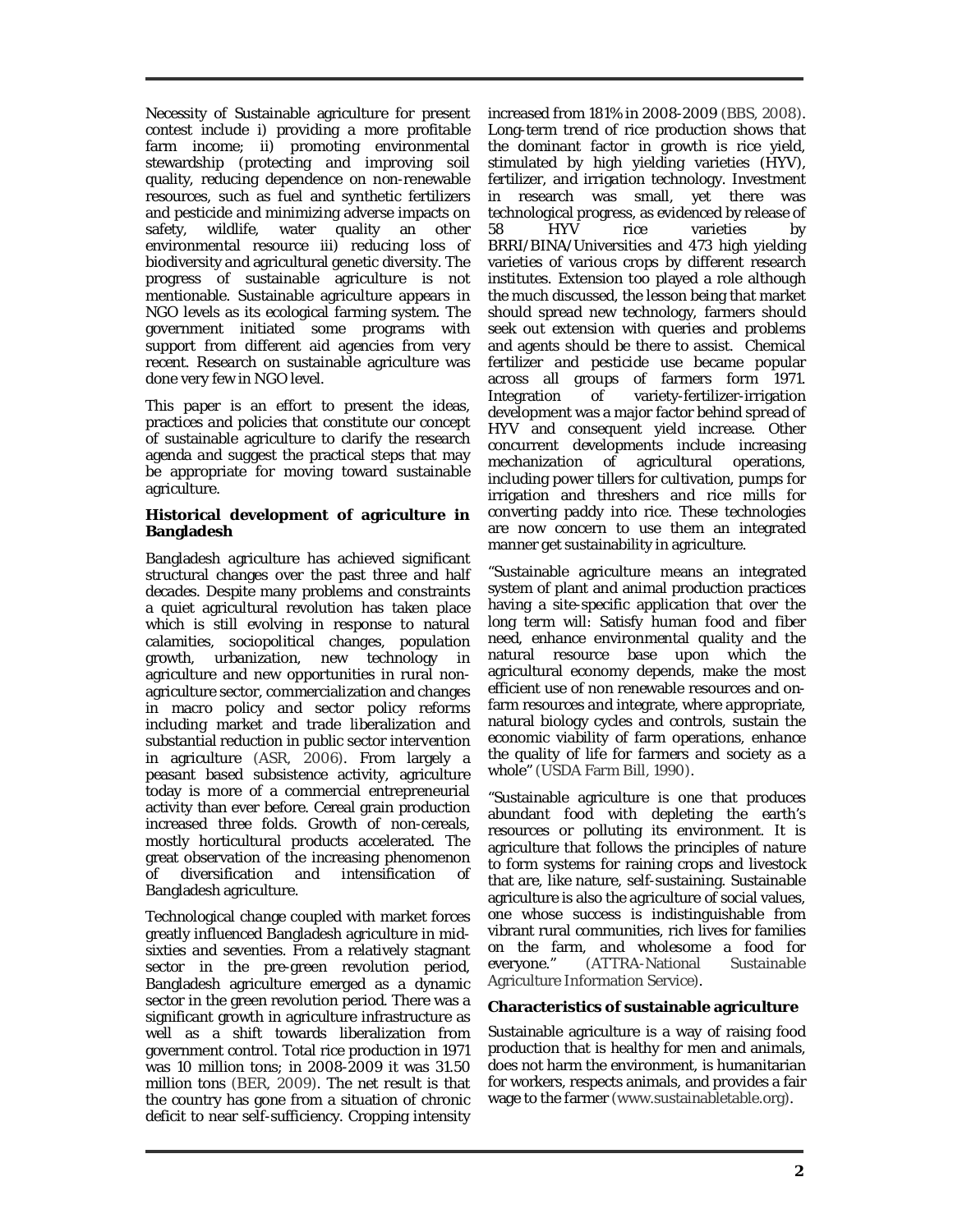Necessity of Sustainable agriculture for present contest include i) providing a more profitable farm income; ii) promoting environmental stewardship (protecting and improving soil quality, reducing dependence on non-renewable resources, such as fuel and synthetic fertilizers and pesticide and minimizing adverse impacts on safety, wildlife, water quality an other environmental resource iii) reducing loss of biodiversity and agricultural genetic diversity. The progress of sustainable agriculture is not mentionable. Sustainable agriculture appears in NGO levels as its ecological farming system. The government initiated some programs with support from different aid agencies from very recent. Research on sustainable agriculture was done very few in NGO level.

This paper is an effort to present the ideas, practices and policies that constitute our concept of sustainable agriculture to clarify the research agenda and suggest the practical steps that may be appropriate for moving toward sustainable agriculture.

### Historical development of agriculture in Bangladesh

Bangladesh agriculture has achieved significant structural changes over the past three and half decades. Despite many problems and constraints a quiet agricultural revolution has taken place which is still evolving in response to natural calamities, sociopolitical changes, population growth, urbanization, new technology in agriculture and new opportunities in rural non-agriculture sector, commercialization and changes in macro policy and sector policy reforms including market and trade liberalization and substantial reduction in public sector intervention in agriculture (ASR, 2006). From largely a peasant based subsistence activity, agriculture today is more of a commercial entrepreneurial activity than ever before. Cereal grain production increased three folds. Growth of non-cereals, mostly horticultural products accelerated. The great observation of the increasing phenomenon of diversification and intensification of Bangladesh agriculture.

Technological change coupled with market forces greatly influenced Bangladesh agriculture in mid-sixties and seventies. From a relatively stagnant sector in the pre-green revolution period, Bangladesh agriculture emerged as a dynamic sector in the green revolution period. There was a significant growth in agriculture infrastructure as well as a shift towards liberalization from government control. Total rice production in 1971 was 10 million tons; in 2008-2009 it was 31.50 million tons (BER, 2009). The net result is that the country has gone from a situation of chronic deficit to near self-sufficiency. Cropping intensity increased from 181% in 2008-2009 (BBS, 2008). Long-term trend of rice production shows that the dominant factor in growth is rice yield, stimulated by high yielding varieties (HYV), fertilizer, and irrigation technology. Investment in research was small, yet there was technological progress, as evidenced by release of 58 HYV rice varieties by BRRI/BINA/Universities and 473 high yielding varieties of various crops by different research institutes. Extension too played a role although the much discussed, the lesson being that market should spread new technology, farmers should seek out extension with queries and problems and agents should be there to assist. Chemical fertilizer and pesticide use became popular across all groups of farmers form 1971. Integration of variety-fertilizer-irrigation development was a major factor behind spread of HYV and consequent yield increase. Other concurrent developments include increasing mechanization of agricultural operations, including power tillers for cultivation, pumps for irrigation and threshers and rice mills for converting paddy into rice. These technologies are now concern to use them an integrated manner get sustainability in agriculture.

"Sustainable agriculture means an integrated system of plant and animal production practices having a site-specific application that over the long term will: Satisfy human food and fiber need, enhance environmental quality and the natural resource base upon which the agricultural economy depends, make the most efficient use of non renewable resources and on-farm resources and integrate, where appropriate, natural biology cycles and controls, sustain the economic viability of farm operations, enhance the quality of life for farmers and society as a whole" (USDA Farm Bill, 1990).

"Sustainable agriculture is one that produces abundant food with depleting the earth's resources or polluting its environment. It is agriculture that follows the principles of nature to form systems for raining crops and livestock that are, like nature, self-sustaining. Sustainable agriculture is also the agriculture of social values, one whose success is indistinguishable from vibrant rural communities, rich lives for families on the farm, and wholesome a food for everyone." (ATTRA-National Sustainable Agriculture Information Service).

### Characteristics of sustainable agriculture

Sustainable agriculture is a way of raising food production that is healthy for men and animals, does not harm the environment, is humanitarian for workers, respects animals, and provides a fair wage to the farmer (www.sustainabletable.org).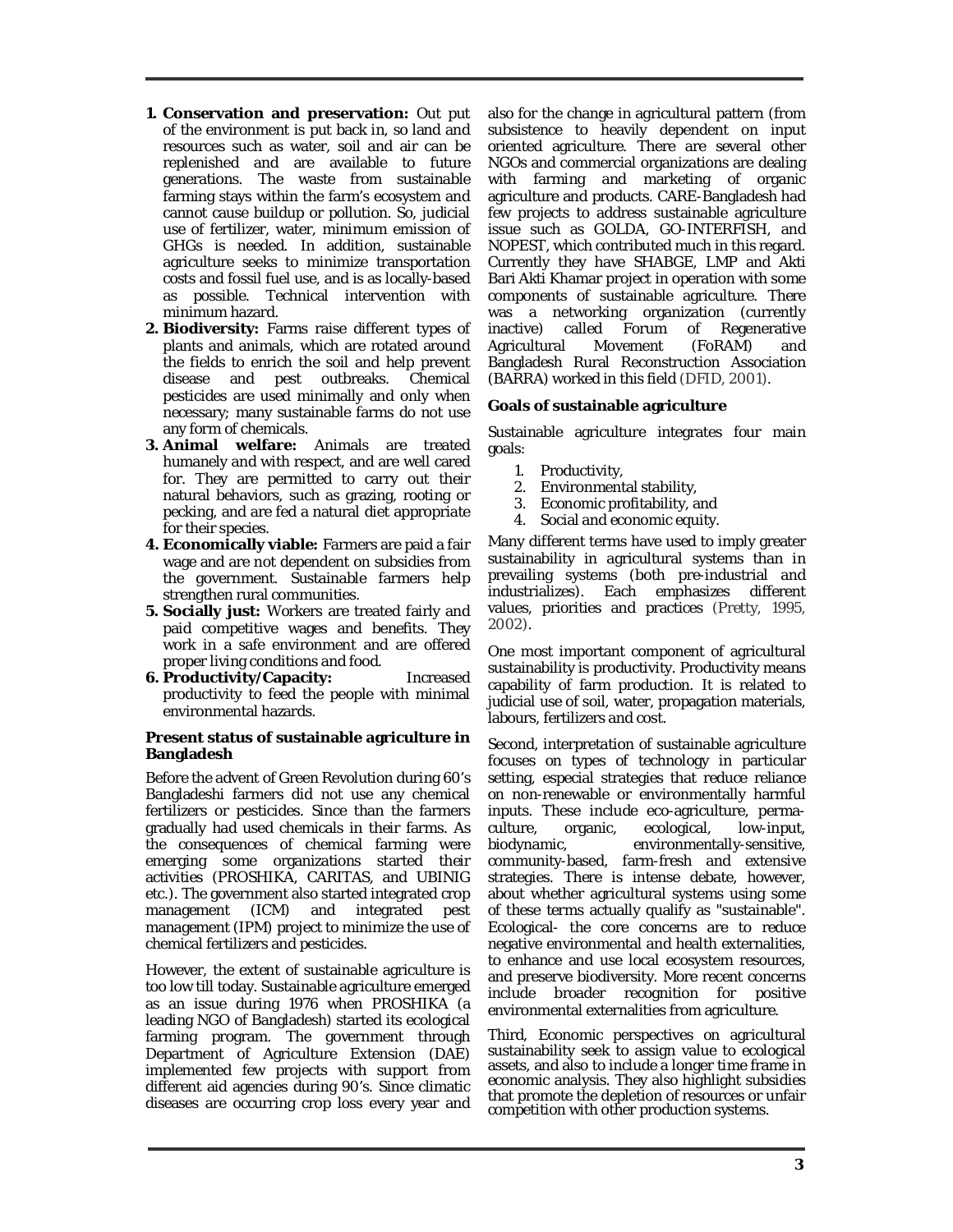1. **Conservation and preservation:** Out put of the environment is put back in, so land and resources such as water, soil and air can be replenished and are available to future generations. The waste from sustainable farming stays within the farm's ecosystem and cannot cause buildup or pollution. So, judicial use of fertilizer, water, minimum emission of GHGs is needed. In addition, sustainable agriculture seeks to minimize transportation costs and fossil fuel use, and is as locally-based as possible. Technical intervention with minimum hazard.
2. **Biodiversity:** Farms raise different types of plants and animals, which are rotated around the fields to enrich the soil and help prevent disease and pest outbreaks. Chemical pesticides are used minimally and only when necessary; many sustainable farms do not use any form of chemicals.
3. **Animal welfare:** Animals are treated humanely and with respect, and are well cared for. They are permitted to carry out their natural behaviors, such as grazing, rooting or pecking, and are fed a natural diet appropriate for their species.
4. **Economically viable:** Farmers are paid a fair wage and are not dependent on subsidies from the government. Sustainable farmers help strengthen rural communities.
5. **Socially just:** Workers are treated fairly and paid competitive wages and benefits. They work in a safe environment and are offered proper living conditions and food.
6. **Productivity/Capacity:** Increased productivity to feed the people with minimal environmental hazards.

**Present status of sustainable agriculture in Bangladesh**

Before the advent of Green Revolution during 60's Bangladeshi farmers did not use any chemical fertilizers or pesticides. Since than the farmers gradually had used chemicals in their farms. As the consequences of chemical farming were emerging some organizations started their activities (PROSHIKA, CARITAS, and UBINIG etc.). The government also started integrated crop management (ICM) and integrated pest management (IPM) project to minimize the use of chemical fertilizers and pesticides.

However, the extent of sustainable agriculture is too low till today. Sustainable agriculture emerged as an issue during 1976 when PROSHIKA (a leading NGO of Bangladesh) started its ecological farming program. The government through Department of Agriculture Extension (DAE) implemented few projects with support from different aid agencies during 90's. Since climatic diseases are occurring crop loss every year and also for the change in agricultural pattern (from subsistence to heavily dependent on input oriented agriculture. There are several other NGOs and commercial organizations are dealing with farming and marketing of organic agriculture and products. CARE-Bangladesh had few projects to address sustainable agriculture issue such as GOLDA, GO-INTERFISH, and NOPEST, which contributed much in this regard. Currently they have SHABGE, LMP and Akti Bari Akti Khamar project in operation with some components of sustainable agriculture. There was a networking organization (currently inactive) called Forum of Regenerative Agricultural Movement (FoRAM) and Bangladesh Rural Reconstruction Association (BARRA) worked in this field (DFID, 2001).

**Goals of sustainable agriculture**

Sustainable agriculture integrates four main goals:

1. Productivity,
2. Environmental stability,
3. Economic profitability, and
4. Social and economic equity.

Many different terms have used to imply greater sustainability in agricultural systems than in prevailing systems (both pre-industrial and industrializes). Each emphasizes different values, priorities and practices (Pretty, 1995, 2002).

One most important component of agricultural sustainability is productivity. Productivity means capability of farm production. It is related to judicial use of soil, water, propagation materials, labours, fertilizers and cost.

Second, interpretation of sustainable agriculture focuses on types of technology in particular setting, especial strategies that reduce reliance on non-renewable or environmentally harmful inputs. These include eco-agriculture, perma-culture, organic, ecological, low-input, biodynamic, environmentally-sensitive, community-based, farm-fresh and extensive strategies. There is intense debate, however, about whether agricultural systems using some of these terms actually qualify as "sustainable". Ecological- the core concerns are to reduce negative environmental and health externalities, to enhance and use local ecosystem resources, and preserve biodiversity. More recent concerns include broader recognition for positive environmental externalities from agriculture.

Third, Economic perspectives on agricultural sustainability seek to assign value to ecological assets, and also to include a longer time frame in economic analysis. They also highlight subsidies that promote the depletion of resources or unfair competition with other production systems.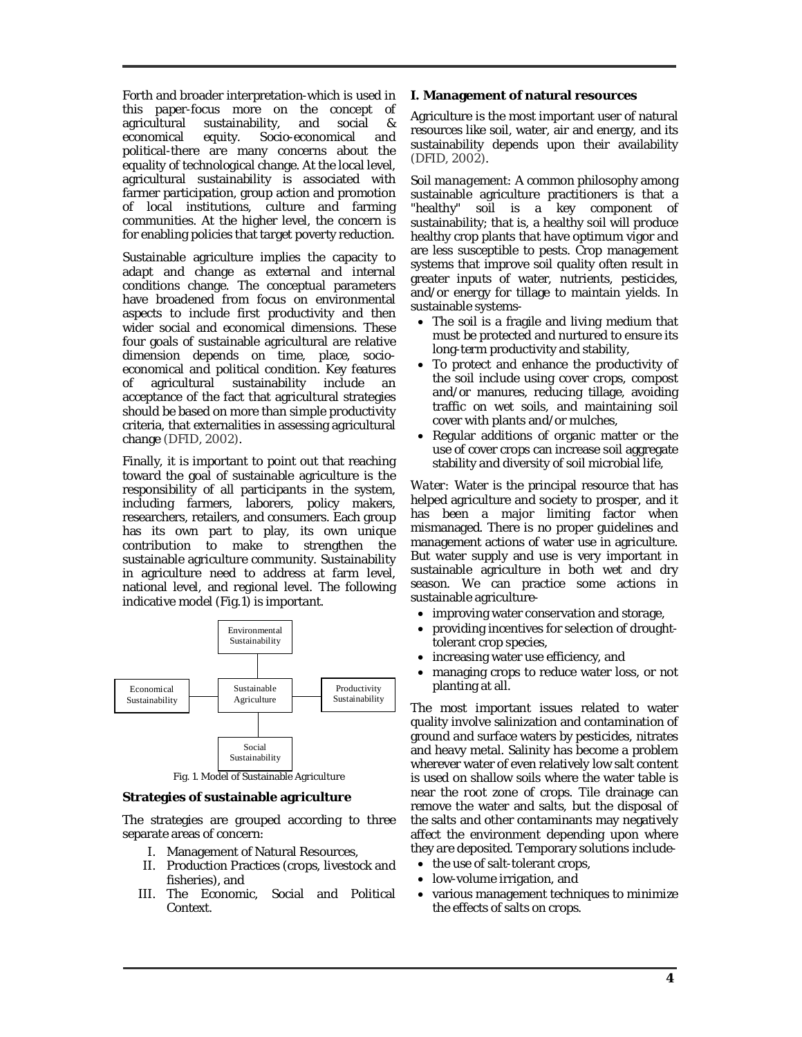Forth and broader interpretation-which is used in this paper-focus more on the concept of agricultural sustainability, and social & economical equity. Socio-economical and political-there are many concerns about the equality of technological change. At the local level, agricultural sustainability is associated with farmer participation, group action and promotion of local institutions, culture and farming communities. At the higher level, the concern is for enabling policies that target poverty reduction.

Sustainable agriculture implies the capacity to adapt and change as external and internal conditions change. The conceptual parameters have broadened from focus on environmental aspects to include first productivity and then wider social and economical dimensions. These four goals of sustainable agricultural are relative dimension depends on time, place, socio-economical and political condition. Key features of agricultural sustainability include an acceptance of the fact that agricultural strategies should be based on more than simple productivity criteria, that externalities in assessing agricultural change (DFID, 2002).

Finally, it is important to point out that reaching toward the goal of sustainable agriculture is the responsibility of all participants in the system, including farmers, laborers, policy makers, researchers, retailers, and consumers. Each group has its own part to play, its own unique contribution to make to strengthen the sustainable agriculture community. Sustainability in agriculture need to address at farm level, national level, and regional level. The following indicative model (Fig.1) is important.

Environmental Sustainability

Economical Sustainability

Sustainable Agriculture

Productivity Sustainability

Social Sustainability

Fig. 1. Model of Sustainable Agriculture

### Strategies of sustainable agriculture

The strategies are grouped according to three separate areas of concern:

I. Management of Natural Resources,
II. Production Practices (crops, livestock and fisheries), and
III. The Economic, Social and Political Context.

### I. Management of natural resources

Agriculture is the most important user of natural resources like soil, water, air and energy, and its sustainability depends upon their availability (DFID, 2002).

*Soil management:* A common philosophy among sustainable agriculture practitioners is that a "healthy" soil is a key component of sustainability; that is, a healthy soil will produce healthy crop plants that have optimum vigor and are less susceptible to pests. Crop management systems that improve soil quality often result in greater inputs of water, nutrients, pesticides, and/or energy for tillage to maintain yields. In sustainable systems-

- The soil is a fragile and living medium that must be protected and nurtured to ensure its long-term productivity and stability,
- To protect and enhance the productivity of the soil include using cover crops, compost and/or manures, reducing tillage, avoiding traffic on wet soils, and maintaining soil cover with plants and/or mulches,
- Regular additions of organic matter or the use of cover crops can increase soil aggregate stability and diversity of soil microbial life,

*Water:* Water is the principal resource that has helped agriculture and society to prosper, and it has been a major limiting factor when mismanaged. There is no proper guidelines and management actions of water use in agriculture. But water supply and use is very important in sustainable agriculture in both wet and dry season. We can practice some actions in sustainable agriculture-

- improving water conservation and storage,
- providing incentives for selection of drought-tolerant crop species,
- increasing water use efficiency, and
- managing crops to reduce water loss, or not planting at all.

The most important issues related to water quality involve salinization and contamination of ground and surface waters by pesticides, nitrates and heavy metal. Salinity has become a problem wherever water of even relatively low salt content is used on shallow soils where the water table is near the root zone of crops. Tile drainage can remove the water and salts, but the disposal of the salts and other contaminants may negatively affect the environment depending upon where they are deposited. Temporary solutions include-

- the use of salt-tolerant crops,
- low-volume irrigation, and
- various management techniques to minimize the effects of salts on crops.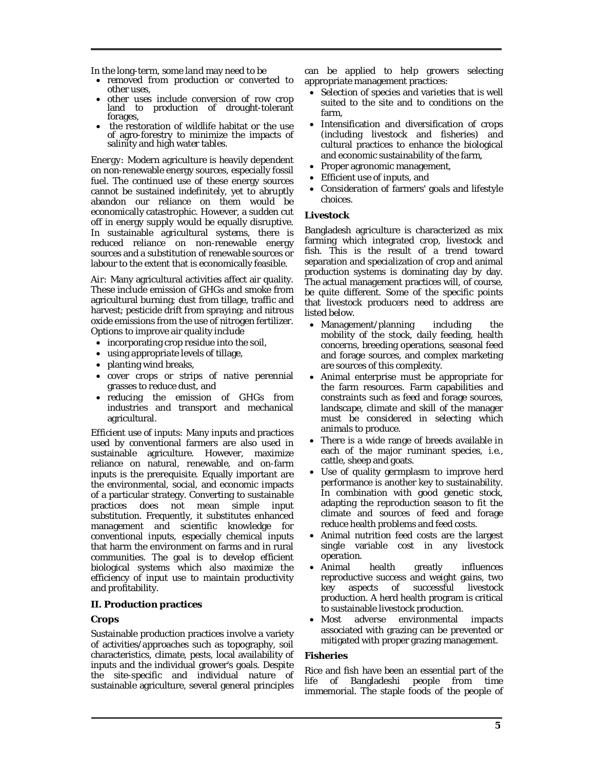In the long-term, some land may need to be

- removed from production or converted to other uses,
- other uses include conversion of row crop land to production of drought-tolerant forages,
- the restoration of wildlife habitat or the use of agro-forestry to minimize the impacts of salinity and high water tables.

*Energy*: Modern agriculture is heavily dependent on non-renewable energy sources, especially fossil fuel. The continued use of these energy sources cannot be sustained indefinitely, yet to abruptly abandon our reliance on them would be economically catastrophic. However, a sudden cut off in energy supply would be equally disruptive. In sustainable agricultural systems, there is reduced reliance on non-renewable energy sources and a substitution of renewable sources or labour to the extent that is economically feasible.

*Air*: Many agricultural activities affect air quality. These include emission of GHGs and smoke from agricultural burning; dust from tillage, traffic and harvest; pesticide drift from spraying; and nitrous oxide emissions from the use of nitrogen fertilizer. Options to improve air quality include

- incorporating crop residue into the soil,
- using appropriate levels of tillage,
- planting wind breaks,
- cover crops or strips of native perennial grasses to reduce dust, and
- reducing the emission of GHGs from industries and transport and mechanical agricultural.

*Efficient use of inputs*: Many inputs and practices used by conventional farmers are also used in sustainable agriculture. However, maximize reliance on natural, renewable, and on-farm inputs is the prerequisite. Equally important are the environmental, social, and economic impacts of a particular strategy. Converting to sustainable practices does not mean simple input substitution. Frequently, it substitutes enhanced management and scientific knowledge for conventional inputs, especially chemical inputs that harm the environment on farms and in rural communities. The goal is to develop efficient biological systems which also maximize the efficiency of input use to maintain productivity and profitability.

## II. Production practices

### Crops

Sustainable production practices involve a variety of activities/approaches such as topography, soil characteristics, climate, pests, local availability of inputs and the individual grower's goals. Despite the site-specific and individual nature of sustainable agriculture, several general principles can be applied to help growers selecting appropriate management practices:

- Selection of species and varieties that is well suited to the site and to conditions on the farm,
- Intensification and diversification of crops (including livestock and fisheries) and cultural practices to enhance the biological and economic sustainability of the farm,
- Proper agronomic management,
- Efficient use of inputs, and
- Consideration of farmers' goals and lifestyle choices.

### Livestock

Bangladesh agriculture is characterized as mix farming which integrated crop, livestock and fish. This is the result of a trend toward separation and specialization of crop and animal production systems is dominating day by day. The actual management practices will, of course, be quite different. Some of the specific points that livestock producers need to address are listed below.

- Management/planning including the mobility of the stock, daily feeding, health concerns, breeding operations, seasonal feed and forage sources, and complex marketing are sources of this complexity.
- Animal enterprise must be appropriate for the farm resources. Farm capabilities and constraints such as feed and forage sources, landscape, climate and skill of the manager must be considered in selecting which animals to produce.
- There is a wide range of breeds available in each of the major ruminant species, i.e., cattle, sheep and goats.
- Use of quality germplasm to improve herd performance is another key to sustainability. In combination with good genetic stock, adapting the reproduction season to fit the climate and sources of feed and forage reduce health problems and feed costs.
- Animal nutrition feed costs are the largest single variable cost in any livestock operation.
- Animal health greatly influences reproductive success and weight gains, two key aspects of successful livestock production. A herd health program is critical to sustainable livestock production.
- Most adverse environmental impacts associated with grazing can be prevented or mitigated with proper grazing management.

### Fisheries

Rice and fish have been an essential part of the life of Bangladeshi people from time immemorial. The staple foods of the people of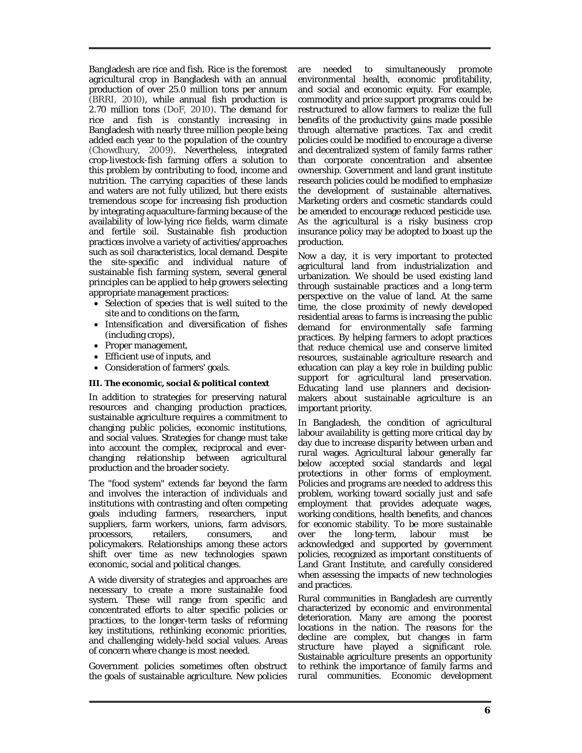Bangladesh are rice and fish. Rice is the foremost agricultural crop in Bangladesh with an annual production of over 25.0 million tons per annum (BRRI, 2010), while annual fish production is 2.70 million tons (DoF, 2010). The demand for rice and fish is constantly increasing in Bangladesh with nearly three million people being added each year to the population of the country (Chowdhury, 2009). Nevertheless, integrated crop-livestock-fish farming offers a solution to this problem by contributing to food, income and nutrition. The carrying capacities of these lands and waters are not fully utilized, but there exists tremendous scope for increasing fish production by integrating aquaculture-farming because of the availability of low-lying rice fields, warm climate and fertile soil. Sustainable fish production practices involve a variety of activities/approaches such as soil characteristics, local demand. Despite the site-specific and individual nature of sustainable fish farming system, several general principles can be applied to help growers selecting appropriate management practices:

- Selection of species that is well suited to the site and to conditions on the farm,
- Intensification and diversification of fishes (including crops),
- Proper management,
- Efficient use of inputs, and
- Consideration of farmers' goals.

### III. The economic, social & political context

In addition to strategies for preserving natural resources and changing production practices, sustainable agriculture requires a commitment to changing public policies, economic institutions, and social values. Strategies for change must take into account the complex, reciprocal and ever-changing relationship between agricultural production and the broader society.

The "food system" extends far beyond the farm and involves the interaction of individuals and institutions with contrasting and often competing goals including farmers, researchers, input suppliers, farm workers, unions, farm advisors, processors, retailers, consumers, and policymakers. Relationships among these actors shift over time as new technologies spawn economic, social and political changes.

A wide diversity of strategies and approaches are necessary to create a more sustainable food system. These will range from specific and concentrated efforts to alter specific policies or practices, to the longer-term tasks of reforming key institutions, rethinking economic priorities, and challenging widely-held social values. Areas of concern where change is most needed.

Government policies sometimes often obstruct the goals of sustainable agriculture. New policies are needed to simultaneously promote environmental health, economic profitability, and social and economic equity. For example, commodity and price support programs could be restructured to allow farmers to realize the full benefits of the productivity gains made possible through alternative practices. Tax and credit policies could be modified to encourage a diverse and decentralized system of family farms rather than corporate concentration and absentee ownership. Government and land grant institute research policies could be modified to emphasize the development of sustainable alternatives. Marketing orders and cosmetic standards could be amended to encourage reduced pesticide use. As the agricultural is a risky business crop insurance policy may be adopted to boast up the production.

Now a day, it is very important to protected agricultural land from industrialization and urbanization. We should be used existing land through sustainable practices and a long-term perspective on the value of land. At the same time, the close proximity of newly developed residential areas to farms is increasing the public demand for environmentally safe farming practices. By helping farmers to adopt practices that reduce chemical use and conserve limited resources, sustainable agriculture research and education can play a key role in building public support for agricultural land preservation. Educating land use planners and decision-makers about sustainable agriculture is an important priority.

In Bangladesh, the condition of agricultural labour availability is getting more critical day by day due to increase disparity between urban and rural wages. Agricultural labour generally far below accepted social standards and legal protections in other forms of employment. Policies and programs are needed to address this problem, working toward socially just and safe employment that provides adequate wages, working conditions, health benefits, and chances for economic stability. To be more sustainable over the long-term, labour must be acknowledged and supported by government policies, recognized as important constituents of Land Grant Institute, and carefully considered when assessing the impacts of new technologies and practices.

Rural communities in Bangladesh are currently characterized by economic and environmental deterioration. Many are among the poorest locations in the nation. The reasons for the decline are complex, but changes in farm structure have played a significant role. Sustainable agriculture presents an opportunity to rethink the importance of family farms and rural communities. Economic development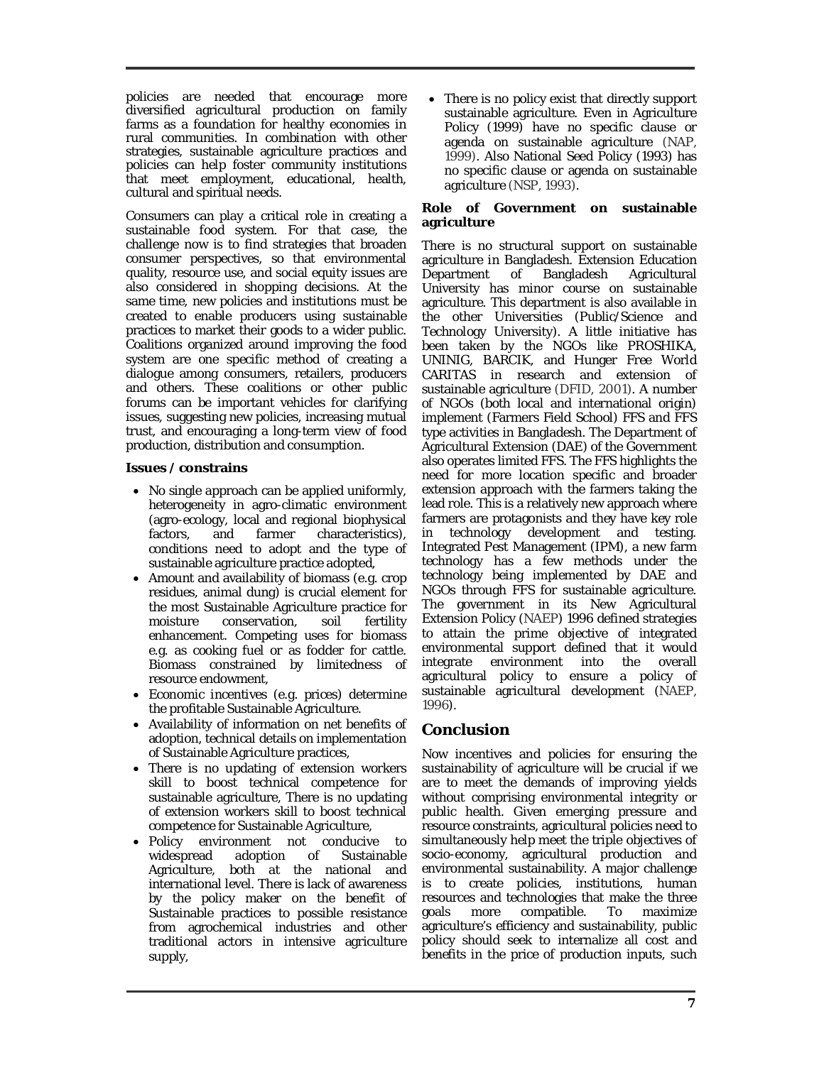policies are needed that encourage more diversified agricultural production on family farms as a foundation for healthy economies in rural communities. In combination with other strategies, sustainable agriculture practices and policies can help foster community institutions that meet employment, educational, health, cultural and spiritual needs.

Consumers can play a critical role in creating a sustainable food system. For that case, the challenge now is to find strategies that broaden consumer perspectives, so that environmental quality, resource use, and social equity issues are also considered in shopping decisions. At the same time, new policies and institutions must be created to enable producers using sustainable practices to market their goods to a wider public. Coalitions organized around improving the food system are one specific method of creating a dialogue among consumers, retailers, producers and others. These coalitions or other public forums can be important vehicles for clarifying issues, suggesting new policies, increasing mutual trust, and encouraging a long-term view of food production, distribution and consumption.

**Issues / constrains**

- No single approach can be applied uniformly, heterogeneity in agro-climatic environment (agro-ecology, local and regional biophysical factors, and farmer characteristics), conditions need to adopt and the type of sustainable agriculture practice adopted,
- Amount and availability of biomass (e.g. crop residues, animal dung) is crucial element for the most Sustainable Agriculture practice for moisture conservation, soil fertility enhancement. Competing uses for biomass e.g. as cooking fuel or as fodder for cattle. Biomass constrained by limitedness of resource endowment,
- Economic incentives (e.g. prices) determine the profitable Sustainable Agriculture.
- Availability of information on net benefits of adoption, technical details on implementation of Sustainable Agriculture practices,
- There is no updating of extension workers skill to boost technical competence for sustainable agriculture, There is no updating of extension workers skill to boost technical competence for Sustainable Agriculture,
- Policy environment not conducive to widespread adoption of Sustainable Agriculture, both at the national and international level. There is lack of awareness by the policy maker on the benefit of Sustainable practices to possible resistance from agrochemical industries and other traditional actors in intensive agriculture supply,
- There is no policy exist that directly support sustainable agriculture. Even in Agriculture Policy (1999) have no specific clause or agenda on sustainable agriculture (NAP, 1999). Also National Seed Policy (1993) has no specific clause or agenda on sustainable agriculture (NSP, 1993).

**Role of Government on sustainable agriculture**

There is no structural support on sustainable agriculture in Bangladesh. Extension Education Department of Bangladesh Agricultural University has minor course on sustainable agriculture. This department is also available in the other Universities (Public/Science and Technology University). A little initiative has been taken by the NGOs like PROSHIKA, UNINIG, BARCIK, and Hunger Free World CARITAS in research and extension of sustainable agriculture (DFID, 2001). A number of NGOs (both local and international origin) implement (Farmers Field School) FFS and FFS type activities in Bangladesh. The Department of Agricultural Extension (DAE) of the Government also operates limited FFS. The FFS highlights the need for more location specific and broader extension approach with the farmers taking the lead role. This is a relatively new approach where farmers are protagonists and they have key role in technology development and testing. Integrated Pest Management (IPM), a new farm technology has a few methods under the technology being implemented by DAE and NGOs through FFS for sustainable agriculture. The government in its New Agricultural Extension Policy (NAEP) 1996 defined strategies to attain the prime objective of integrated environmental support defined that it would integrate environment into the overall agricultural policy to ensure a policy of sustainable agricultural development (NAEP, 1996).

## Conclusion

Now incentives and policies for ensuring the sustainability of agriculture will be crucial if we are to meet the demands of improving yields without comprising environmental integrity or public health. Given emerging pressure and resource constraints, agricultural policies need to simultaneously help meet the triple objectives of socio-economy, agricultural production and environmental sustainability. A major challenge is to create policies, institutions, human resources and technologies that make the three goals more compatible. To maximize agriculture's efficiency and sustainability, public policy should seek to internalize all cost and benefits in the price of production inputs, such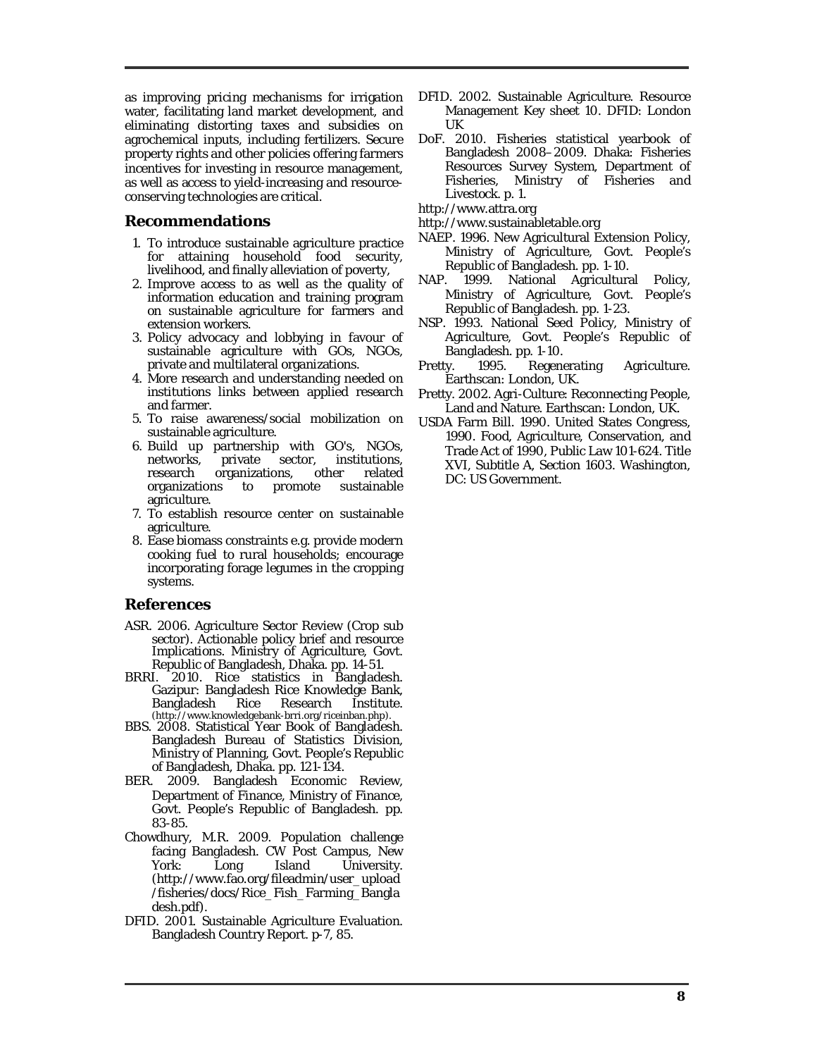as improving pricing mechanisms for irrigation water, facilitating land market development, and eliminating distorting taxes and subsidies on agrochemical inputs, including fertilizers. Secure property rights and other policies offering farmers incentives for investing in resource management, as well as access to yield-increasing and resource-conserving technologies are critical.

## Recommendations

1. To introduce sustainable agriculture practice for attaining household food security, livelihood, and finally alleviation of poverty,
2. Improve access to as well as the quality of information education and training program on sustainable agriculture for farmers and extension workers.
3. Policy advocacy and lobbying in favour of sustainable agriculture with GOs, NGOs, private and multilateral organizations.
4. More research and understanding needed on institutions links between applied research and farmer.
5. To raise awareness/social mobilization on sustainable agriculture.
6. Build up partnership with GO's, NGOs, networks, private sector, institutions, research organizations, other related organizations to promote sustainable agriculture.
7. To establish resource center on sustainable agriculture.
8. Ease biomass constraints e.g. provide modern cooking fuel to rural households; encourage incorporating forage legumes in the cropping systems.

## References

ASR. 2006. Agriculture Sector Review (Crop sub sector). Actionable policy brief and resource Implications. Ministry of Agriculture, Govt. Republic of Bangladesh, Dhaka. pp. 14-51.

BRRI. 2010. Rice statistics in Bangladesh. Gazipur: Bangladesh Rice Knowledge Bank, Bangladesh Rice Research Institute. (http://www.knowledgebank-brri.org/riceinban.php).

BBS. 2008. Statistical Year Book of Bangladesh. Bangladesh Bureau of Statistics Division, Ministry of Planning, Govt. People's Republic of Bangladesh, Dhaka. pp. 121-134.

BER. 2009. Bangladesh Economic Review, Department of Finance, Ministry of Finance, Govt. People's Republic of Bangladesh. pp. 83-85.

Chowdhury, M.R. 2009. Population challenge facing Bangladesh. CW Post Campus, New York: Long Island University. (http://www.fao.org/fileadmin/user_upload/fisheries/docs/Rice_Fish_Farming_Bangladesh.pdf).

DFID. 2001. Sustainable Agriculture Evaluation. Bangladesh Country Report. p-7, 85.

DFID. 2002. Sustainable Agriculture. Resource Management Key sheet 10. DFID: London UK

DoF. 2010. Fisheries statistical yearbook of Bangladesh 2008–2009. Dhaka: Fisheries Resources Survey System, Department of Fisheries, Ministry of Fisheries and Livestock. p. 1.

http://www.attra.org

http://www.sustainabletable.org

NAEP. 1996. New Agricultural Extension Policy, Ministry of Agriculture, Govt. People's Republic of Bangladesh. pp. 1-10.

NAP. 1999. National Agricultural Policy, Ministry of Agriculture, Govt. People's Republic of Bangladesh. pp. 1-23.

NSP. 1993. National Seed Policy, Ministry of Agriculture, Govt. People's Republic of Bangladesh. pp. 1-10.

Pretty. 1995. Regenerating Agriculture. Earthscan: London, UK.

Pretty. 2002. Agri-Culture: Reconnecting People, Land and Nature. Earthscan: London, UK.

USDA Farm Bill. 1990. United States Congress, 1990. Food, Agriculture, Conservation, and Trade Act of 1990, Public Law 101-624. Title XVI, Subtitle A, Section 1603. Washington, DC: US Government.